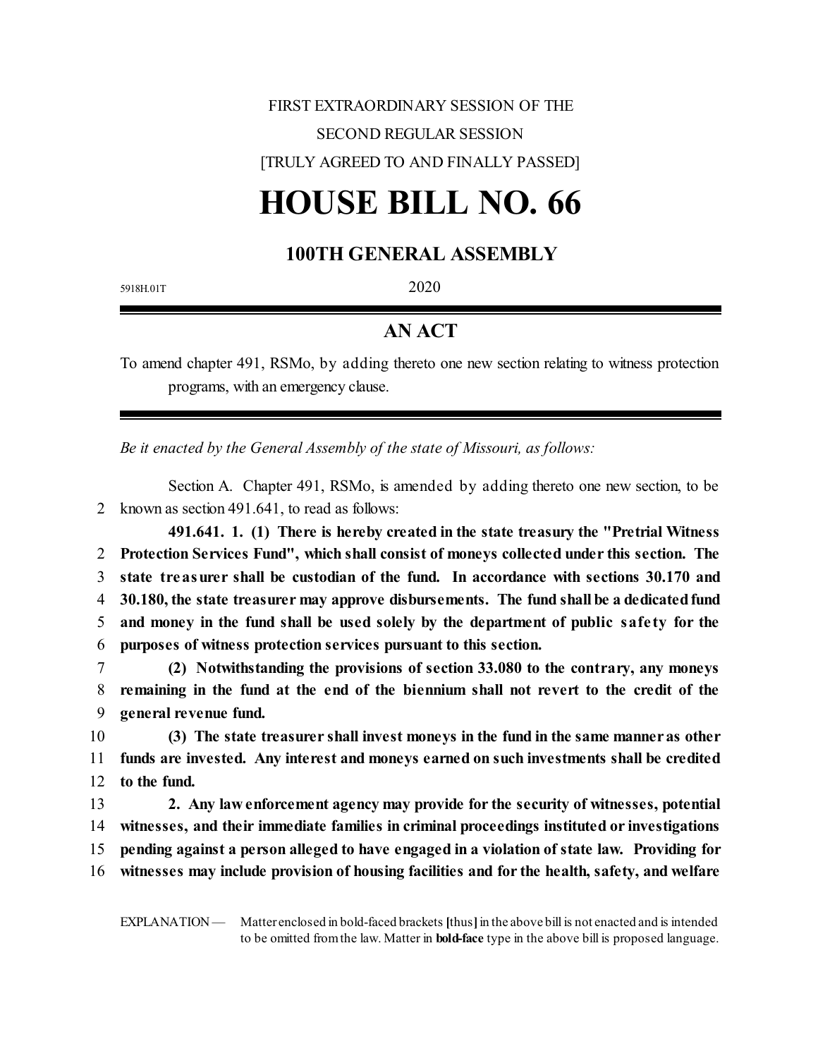FIRST EXTRAORDINARY SESSION OF THE

SECOND REGULAR SESSION

[TRULY AGREED TO AND FINALLY PASSED]

# HOUSE BILL NO. 66

## 100TH GENERAL ASSEMBLY

5918H.01T 2020

## AN ACT

To amend chapter 491, RSMo, by adding thereto one new section relating to witness protection programs, with an emergency clause.

*Be it enacted by the General Assembly of the state of Missouri, as follows:*

Section A. Chapter 491, RSMo, is amended by adding thereto one new section, to be known as section 491.641, to read as follows:

**491.641. 1. (1) There is hereby created in the state treasury the "Pretrial Witness Protection Services Fund", which shall consist of moneys collected under this section. The state treasurer shall be custodian of the fund. In accordance with sections 30.170 and 30.180, the state treasurer may approve disbursements. The fund shall be a dedicated fund and money in the fund shall be used solely by the department of public safety for the purposes of witness protection services pursuant to this section.**

**(2) Notwithstanding the provisions of section 33.080 to the contrary, any moneys remaining in the fund at the end of the biennium shall not revert to the credit of the general revenue fund.**

**(3) The state treasurer shall invest moneys in the fund in the same manner as other funds are invested. Any interest and moneys earned on such investments shall be credited to the fund.**

**2. Any law enforcement agency may provide for the security of witnesses, potential witnesses, and their immediate families in criminal proceedings instituted or investigations pending against a person alleged to have engaged in a violation of state law. Providing for witnesses may include provision of housing facilities and for the health, safety, and welfare**

EXPLANATION — Matter enclosed in bold-faced brackets **[**thus**]** in the above bill is not enacted and is intended to be omitted from the law. Matter in **bold-face** type in the above bill is proposed language.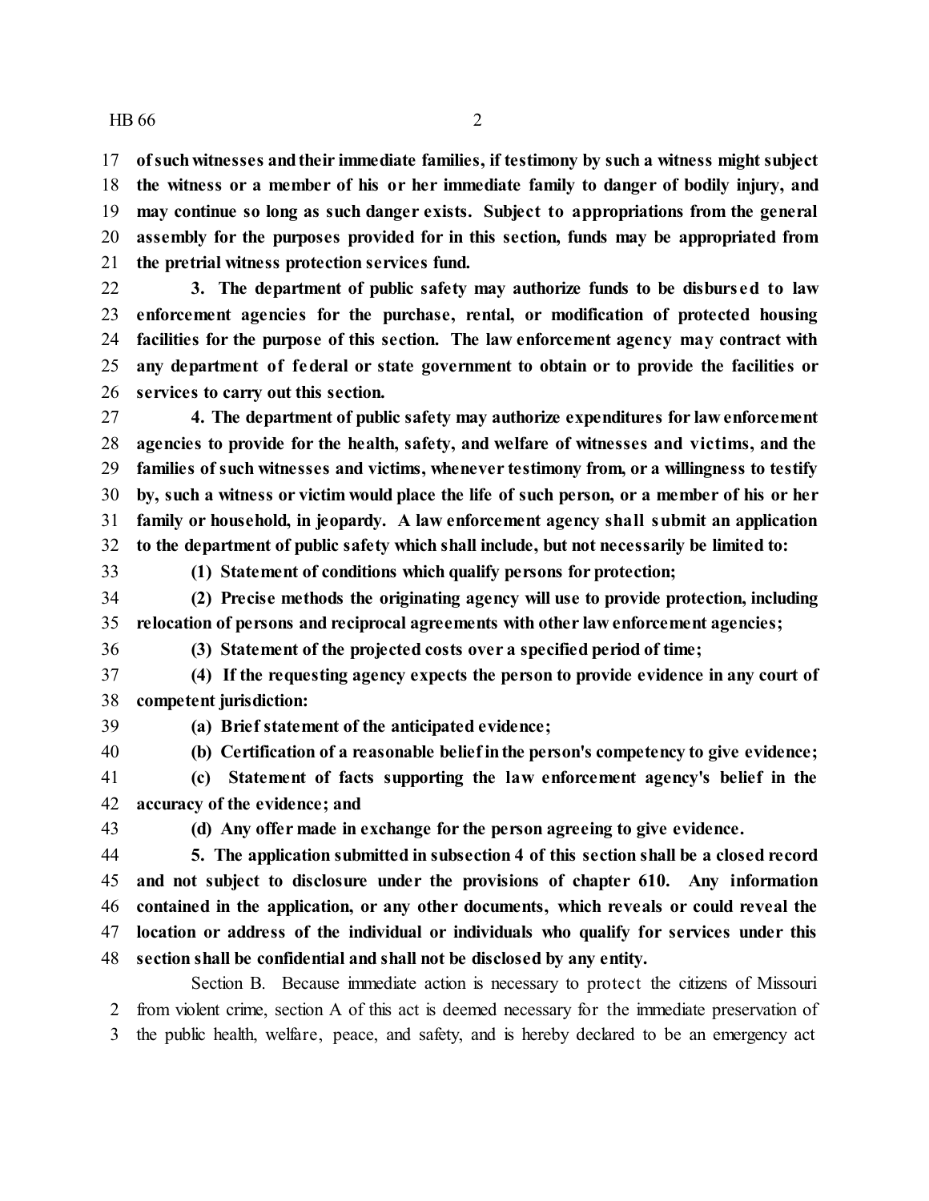**of such witnesses and their immediate families, if testimony by such a witness might subject the witness or a member of his or her immediate family to danger of bodily injury, and may continue so long as such danger exists. Subject to appropriations from the general assembly for the purposes provided for in this section, funds may be appropriated from the pretrial witness protection services fund.**

**3. The department of public safety may authorize funds to be disbursed to law enforcement agencies for the purchase, rental, or modification of protected housing facilities for the purpose of this section. The law enforcement agency may contract with any department of federal or state government to obtain or to provide the facilities or services to carry out this section.**

**4. The department of public safety may authorize expenditures for law enforcement agencies to provide for the health, safety, and welfare of witnesses and victims, and the families of such witnesses and victims, whenever testimony from, or a willingness to testify by, such a witness or victim would place the life of such person, or a member of his or her family or household, in jeopardy. A law enforcement agency shall submit an application to the department of public safety which shall include, but not necessarily be limited to:**

**(1) Statement of conditions which qualify persons for protection;**

**(2) Precise methods the originating agency will use to provide protection, including relocation of persons and reciprocal agreements with other law enforcement agencies;**

**(3) Statement of the projected costs over a specified period of time;**

**(4) If the requesting agency expects the person to provide evidence in any court of competent jurisdiction:**

**(a) Brief statement of the anticipated evidence;**

**(b) Certification of a reasonable belief in the person's competency to give evidence;**

**(c) Statement of facts supporting the law enforcement agency's belief in the accuracy of the evidence; and**

**(d) Any offer made in exchange for the person agreeing to give evidence.**

**5. The application submitted in subsection 4 of this section shall be a closed record and not subject to disclosure under the provisions of chapter 610. Any information contained in the application, or any other documents, which reveals or could reveal the location or address of the individual or individuals who qualify for services under this section shall be confidential and shall not be disclosed by any entity.**

Section B. Because immediate action is necessary to protect the citizens of Missouri from violent crime, section A of this act is deemed necessary for the immediate preservation of the public health, welfare, peace, and safety, and is hereby declared to be an emergency act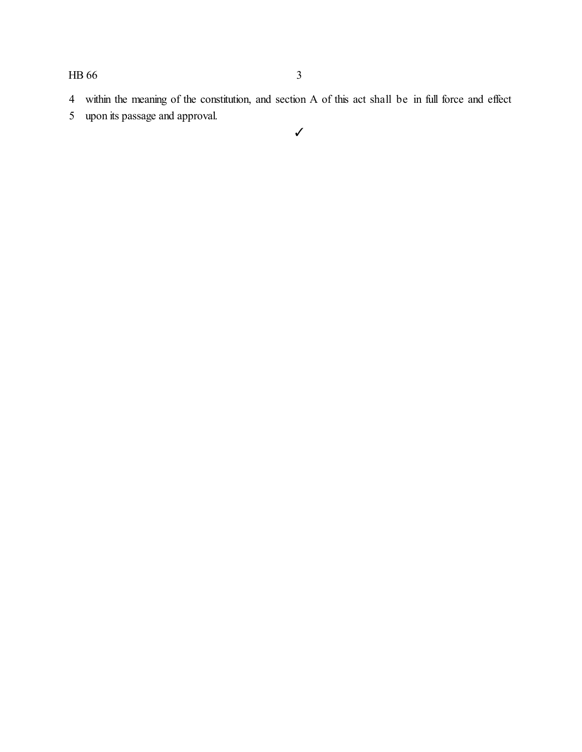4 within the meaning of the constitution, and section A of this act shall be in full force and effect
5 upon its passage and approval.

✓